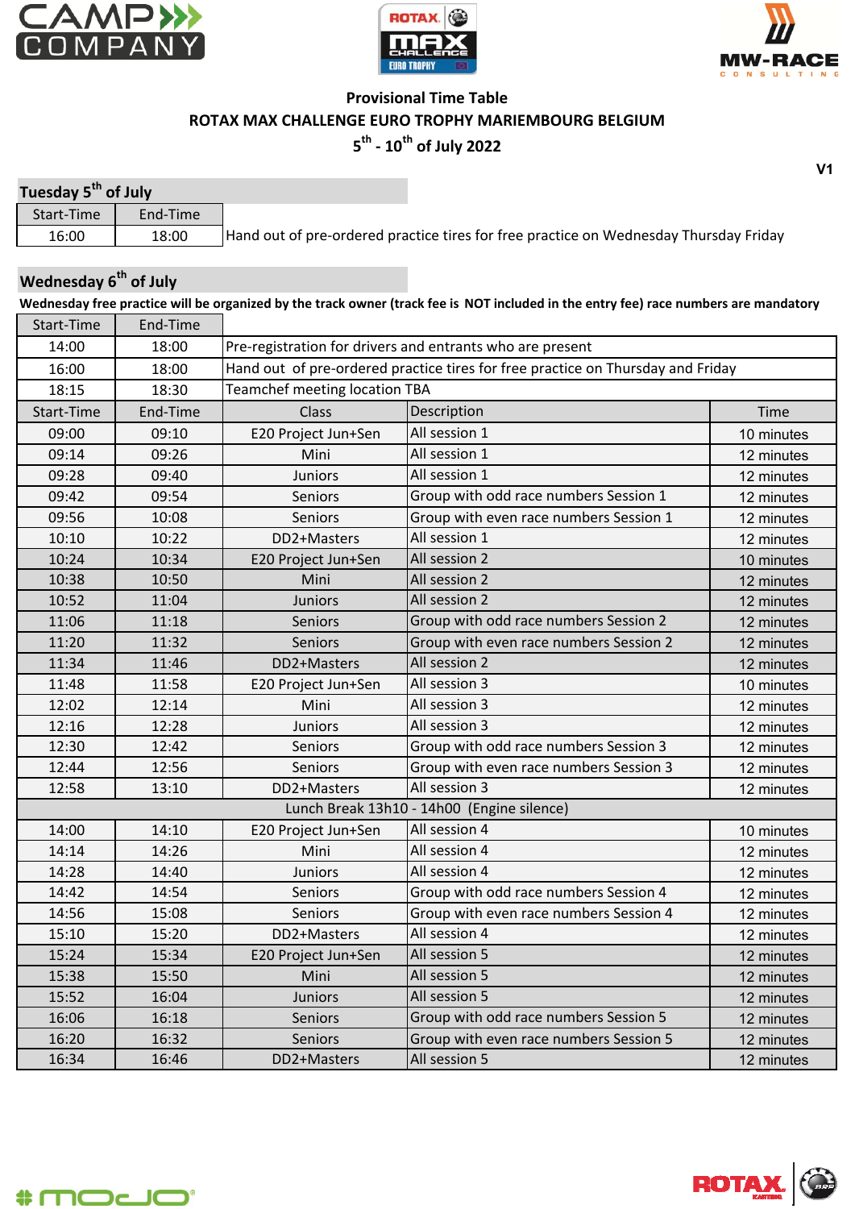**Provisional Time Table**

**ROTAX MAX CHALLENGE EURO TROPHY MARIEMBOURG BELGIUM**

**5th - 10th of July 2022**

**V1**

## Tuesday 5th of July

| Start-Time | End-Time | |
|---|---|---|
| 16:00 | 18:00 | Hand out of pre-ordered practice tires for free practice on Wednesday Thursday Friday |

## Wednesday 6th of July

**Wednesday free practice will be organized by the track owner (track fee is NOT included in the entry fee) race numbers are mandatory**

| Start-Time | End-Time | | | |
|---|---|---|---|---|
| 14:00 | 18:00 | Pre-registration for drivers and entrants who are present | | |
| 16:00 | 18:00 | Hand out of pre-ordered practice tires for free practice on Thursday and Friday | | |
| 18:15 | 18:30 | Teamchef meeting location TBA | | |
| **Start-Time** | **End-Time** | **Class** | **Description** | **Time** |
| 09:00 | 09:10 | E20 Project Jun+Sen | All session 1 | 10 minutes |
| 09:14 | 09:26 | Mini | All session 1 | 12 minutes |
| 09:28 | 09:40 | Juniors | All session 1 | 12 minutes |
| 09:42 | 09:54 | Seniors | Group with odd race numbers Session 1 | 12 minutes |
| 09:56 | 10:08 | Seniors | Group with even race numbers Session 1 | 12 minutes |
| 10:10 | 10:22 | DD2+Masters | All session 1 | 12 minutes |
| 10:24 | 10:34 | E20 Project Jun+Sen | All session 2 | 10 minutes |
| 10:38 | 10:50 | Mini | All session 2 | 12 minutes |
| 10:52 | 11:04 | Juniors | All session 2 | 12 minutes |
| 11:06 | 11:18 | Seniors | Group with odd race numbers Session 2 | 12 minutes |
| 11:20 | 11:32 | Seniors | Group with even race numbers Session 2 | 12 minutes |
| 11:34 | 11:46 | DD2+Masters | All session 2 | 12 minutes |
| 11:48 | 11:58 | E20 Project Jun+Sen | All session 3 | 10 minutes |
| 12:02 | 12:14 | Mini | All session 3 | 12 minutes |
| 12:16 | 12:28 | Juniors | All session 3 | 12 minutes |
| 12:30 | 12:42 | Seniors | Group with odd race numbers Session 3 | 12 minutes |
| 12:44 | 12:56 | Seniors | Group with even race numbers Session 3 | 12 minutes |
| 12:58 | 13:10 | DD2+Masters | All session 3 | 12 minutes |
| Lunch Break 13h10 - 14h00 (Engine silence) | | | | |
| 14:00 | 14:10 | E20 Project Jun+Sen | All session 4 | 10 minutes |
| 14:14 | 14:26 | Mini | All session 4 | 12 minutes |
| 14:28 | 14:40 | Juniors | All session 4 | 12 minutes |
| 14:42 | 14:54 | Seniors | Group with odd race numbers Session 4 | 12 minutes |
| 14:56 | 15:08 | Seniors | Group with even race numbers Session 4 | 12 minutes |
| 15:10 | 15:20 | DD2+Masters | All session 4 | 12 minutes |
| 15:24 | 15:34 | E20 Project Jun+Sen | All session 5 | 12 minutes |
| 15:38 | 15:50 | Mini | All session 5 | 12 minutes |
| 15:52 | 16:04 | Juniors | All session 5 | 12 minutes |
| 16:06 | 16:18 | Seniors | Group with odd race numbers Session 5 | 12 minutes |
| 16:20 | 16:32 | Seniors | Group with even race numbers Session 5 | 12 minutes |
| 16:34 | 16:46 | DD2+Masters | All session 5 | 12 minutes |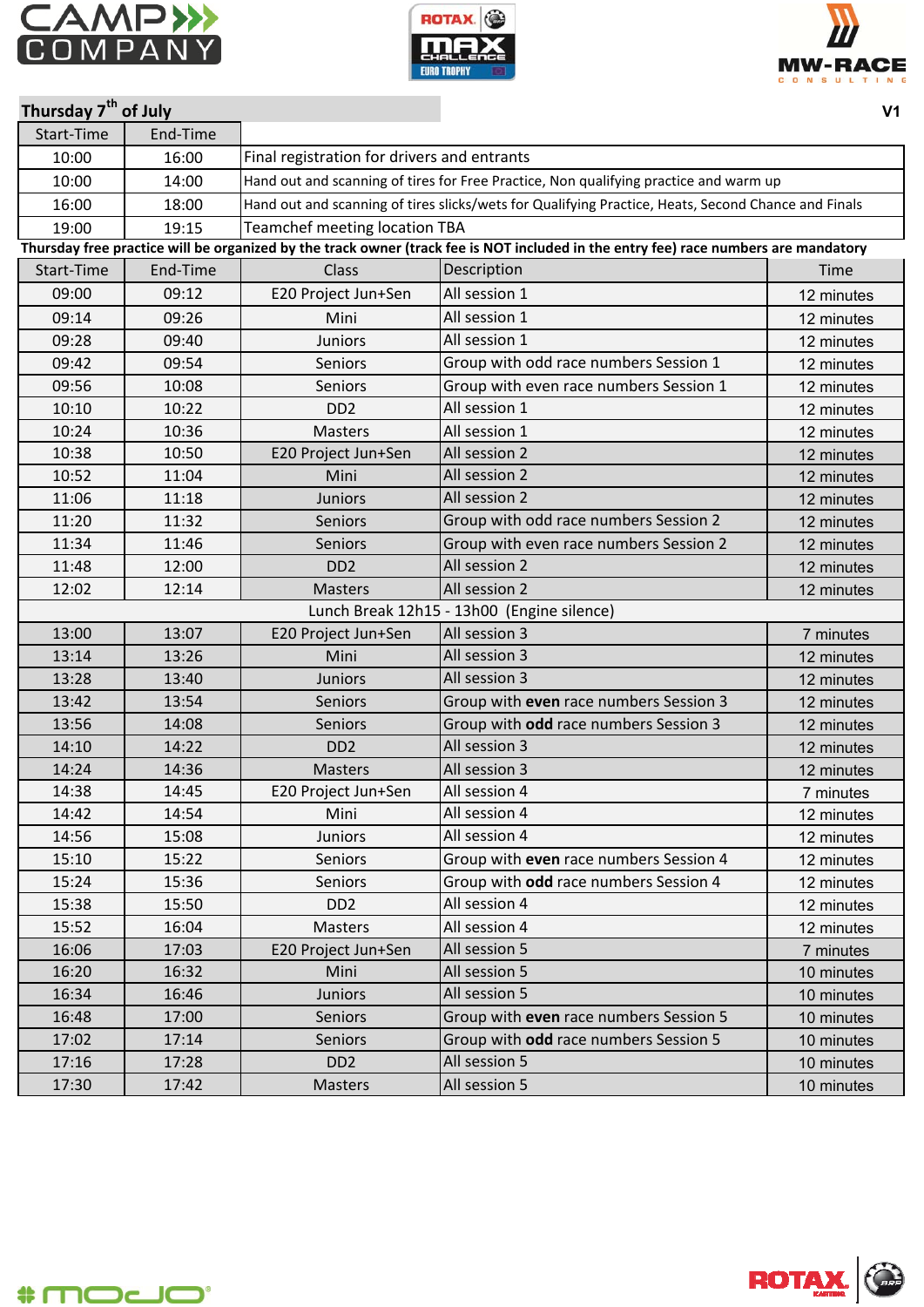## Thursday 7th of July

V1

| Start-Time | End-Time | |
|---|---|---|
| 10:00 | 16:00 | Final registration for drivers and entrants |
| 10:00 | 14:00 | Hand out and scanning of tires for Free Practice, Non qualifying practice and warm up |
| 16:00 | 18:00 | Hand out and scanning of tires slicks/wets for Qualifying Practice, Heats, Second Chance and Finals |
| 19:00 | 19:15 | Teamchef meeting location TBA |

**Thursday free practice will be organized by the track owner (track fee is NOT included in the entry fee) race numbers are mandatory**

| Start-Time | End-Time | Class | Description | Time |
|---|---|---|---|---|
| 09:00 | 09:12 | E20 Project Jun+Sen | All session 1 | 12 minutes |
| 09:14 | 09:26 | Mini | All session 1 | 12 minutes |
| 09:28 | 09:40 | Juniors | All session 1 | 12 minutes |
| 09:42 | 09:54 | Seniors | Group with odd race numbers Session 1 | 12 minutes |
| 09:56 | 10:08 | Seniors | Group with even race numbers Session 1 | 12 minutes |
| 10:10 | 10:22 | DD2 | All session 1 | 12 minutes |
| 10:24 | 10:36 | Masters | All session 1 | 12 minutes |
| 10:38 | 10:50 | E20 Project Jun+Sen | All session 2 | 12 minutes |
| 10:52 | 11:04 | Mini | All session 2 | 12 minutes |
| 11:06 | 11:18 | Juniors | All session 2 | 12 minutes |
| 11:20 | 11:32 | Seniors | Group with odd race numbers Session 2 | 12 minutes |
| 11:34 | 11:46 | Seniors | Group with even race numbers Session 2 | 12 minutes |
| 11:48 | 12:00 | DD2 | All session 2 | 12 minutes |
| 12:02 | 12:14 | Masters | All session 2 | 12 minutes |
| | | Lunch Break 12h15 - 13h00 (Engine silence) | | |
| 13:00 | 13:07 | E20 Project Jun+Sen | All session 3 | 7 minutes |
| 13:14 | 13:26 | Mini | All session 3 | 12 minutes |
| 13:28 | 13:40 | Juniors | All session 3 | 12 minutes |
| 13:42 | 13:54 | Seniors | Group with **even** race numbers Session 3 | 12 minutes |
| 13:56 | 14:08 | Seniors | Group with **odd** race numbers Session 3 | 12 minutes |
| 14:10 | 14:22 | DD2 | All session 3 | 12 minutes |
| 14:24 | 14:36 | Masters | All session 3 | 12 minutes |
| 14:38 | 14:45 | E20 Project Jun+Sen | All session 4 | 7 minutes |
| 14:42 | 14:54 | Mini | All session 4 | 12 minutes |
| 14:56 | 15:08 | Juniors | All session 4 | 12 minutes |
| 15:10 | 15:22 | Seniors | Group with **even** race numbers Session 4 | 12 minutes |
| 15:24 | 15:36 | Seniors | Group with **odd** race numbers Session 4 | 12 minutes |
| 15:38 | 15:50 | DD2 | All session 4 | 12 minutes |
| 15:52 | 16:04 | Masters | All session 4 | 12 minutes |
| 16:06 | 17:03 | E20 Project Jun+Sen | All session 5 | 7 minutes |
| 16:20 | 16:32 | Mini | All session 5 | 10 minutes |
| 16:34 | 16:46 | Juniors | All session 5 | 10 minutes |
| 16:48 | 17:00 | Seniors | Group with **even** race numbers Session 5 | 10 minutes |
| 17:02 | 17:14 | Seniors | Group with **odd** race numbers Session 5 | 10 minutes |
| 17:16 | 17:28 | DD2 | All session 5 | 10 minutes |
| 17:30 | 17:42 | Masters | All session 5 | 10 minutes |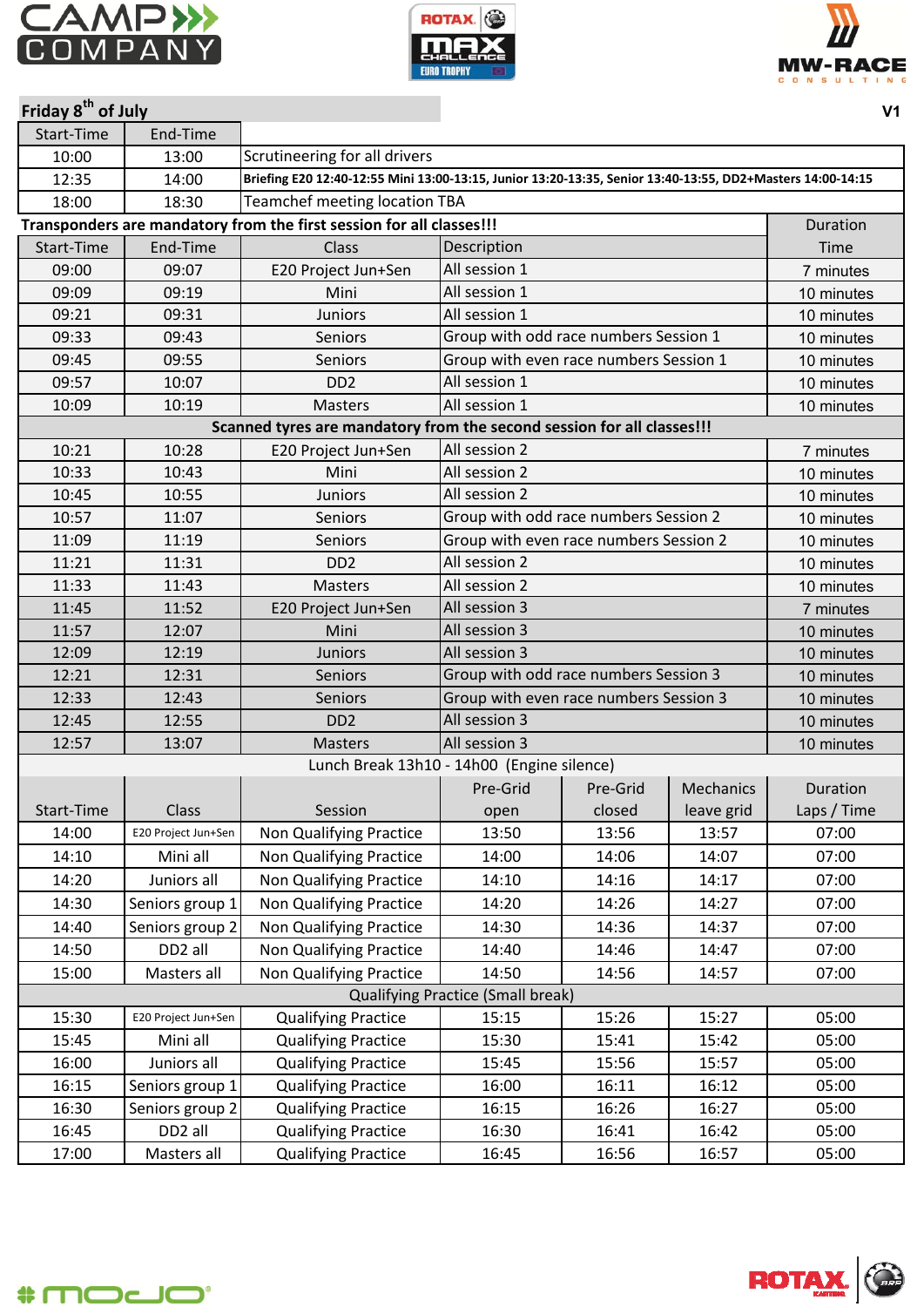## Friday 8th of July

V1

| Start-Time | End-Time | |
|---|---|---|
| 10:00 | 13:00 | Scrutineering for all drivers |
| 12:35 | 14:00 | **Briefing E20 12:40-12:55 Mini 13:00-13:15, Junior 13:20-13:35, Senior 13:40-13:55, DD2+Masters 14:00-14:15** |
| 18:00 | 18:30 | Teamchef meeting location TBA |

**Transponders are mandatory from the first session for all classes!!!**

| Start-Time | End-Time | Class | Description | Duration Time |
|---|---|---|---|---|
| 09:00 | 09:07 | E20 Project Jun+Sen | All session 1 | 7 minutes |
| 09:09 | 09:19 | Mini | All session 1 | 10 minutes |
| 09:21 | 09:31 | Juniors | All session 1 | 10 minutes |
| 09:33 | 09:43 | Seniors | Group with odd race numbers Session 1 | 10 minutes |
| 09:45 | 09:55 | Seniors | Group with even race numbers Session 1 | 10 minutes |
| 09:57 | 10:07 | DD2 | All session 1 | 10 minutes |
| 10:09 | 10:19 | Masters | All session 1 | 10 minutes |
| **Scanned tyres are mandatory from the second session for all classes!!!** | | | | |
| 10:21 | 10:28 | E20 Project Jun+Sen | All session 2 | 7 minutes |
| 10:33 | 10:43 | Mini | All session 2 | 10 minutes |
| 10:45 | 10:55 | Juniors | All session 2 | 10 minutes |
| 10:57 | 11:07 | Seniors | Group with odd race numbers Session 2 | 10 minutes |
| 11:09 | 11:19 | Seniors | Group with even race numbers Session 2 | 10 minutes |
| 11:21 | 11:31 | DD2 | All session 2 | 10 minutes |
| 11:33 | 11:43 | Masters | All session 2 | 10 minutes |
| 11:45 | 11:52 | E20 Project Jun+Sen | All session 3 | 7 minutes |
| 11:57 | 12:07 | Mini | All session 3 | 10 minutes |
| 12:09 | 12:19 | Juniors | All session 3 | 10 minutes |
| 12:21 | 12:31 | Seniors | Group with odd race numbers Session 3 | 10 minutes |
| 12:33 | 12:43 | Seniors | Group with even race numbers Session 3 | 10 minutes |
| 12:45 | 12:55 | DD2 | All session 3 | 10 minutes |
| 12:57 | 13:07 | Masters | All session 3 | 10 minutes |

Lunch Break 13h10 - 14h00 (Engine silence)

| Start-Time | Class | Session | Pre-Grid open | Pre-Grid closed | Mechanics leave grid | Duration Laps / Time |
|---|---|---|---|---|---|---|
| 14:00 | E20 Project Jun+Sen | Non Qualifying Practice | 13:50 | 13:56 | 13:57 | 07:00 |
| 14:10 | Mini all | Non Qualifying Practice | 14:00 | 14:06 | 14:07 | 07:00 |
| 14:20 | Juniors all | Non Qualifying Practice | 14:10 | 14:16 | 14:17 | 07:00 |
| 14:30 | Seniors group 1 | Non Qualifying Practice | 14:20 | 14:26 | 14:27 | 07:00 |
| 14:40 | Seniors group 2 | Non Qualifying Practice | 14:30 | 14:36 | 14:37 | 07:00 |
| 14:50 | DD2 all | Non Qualifying Practice | 14:40 | 14:46 | 14:47 | 07:00 |
| 15:00 | Masters all | Non Qualifying Practice | 14:50 | 14:56 | 14:57 | 07:00 |
| Qualifying Practice (Small break) | | | | | | |
| 15:30 | E20 Project Jun+Sen | Qualifying Practice | 15:15 | 15:26 | 15:27 | 05:00 |
| 15:45 | Mini all | Qualifying Practice | 15:30 | 15:41 | 15:42 | 05:00 |
| 16:00 | Juniors all | Qualifying Practice | 15:45 | 15:56 | 15:57 | 05:00 |
| 16:15 | Seniors group 1 | Qualifying Practice | 16:00 | 16:11 | 16:12 | 05:00 |
| 16:30 | Seniors group 2 | Qualifying Practice | 16:15 | 16:26 | 16:27 | 05:00 |
| 16:45 | DD2 all | Qualifying Practice | 16:30 | 16:41 | 16:42 | 05:00 |
| 17:00 | Masters all | Qualifying Practice | 16:45 | 16:56 | 16:57 | 05:00 |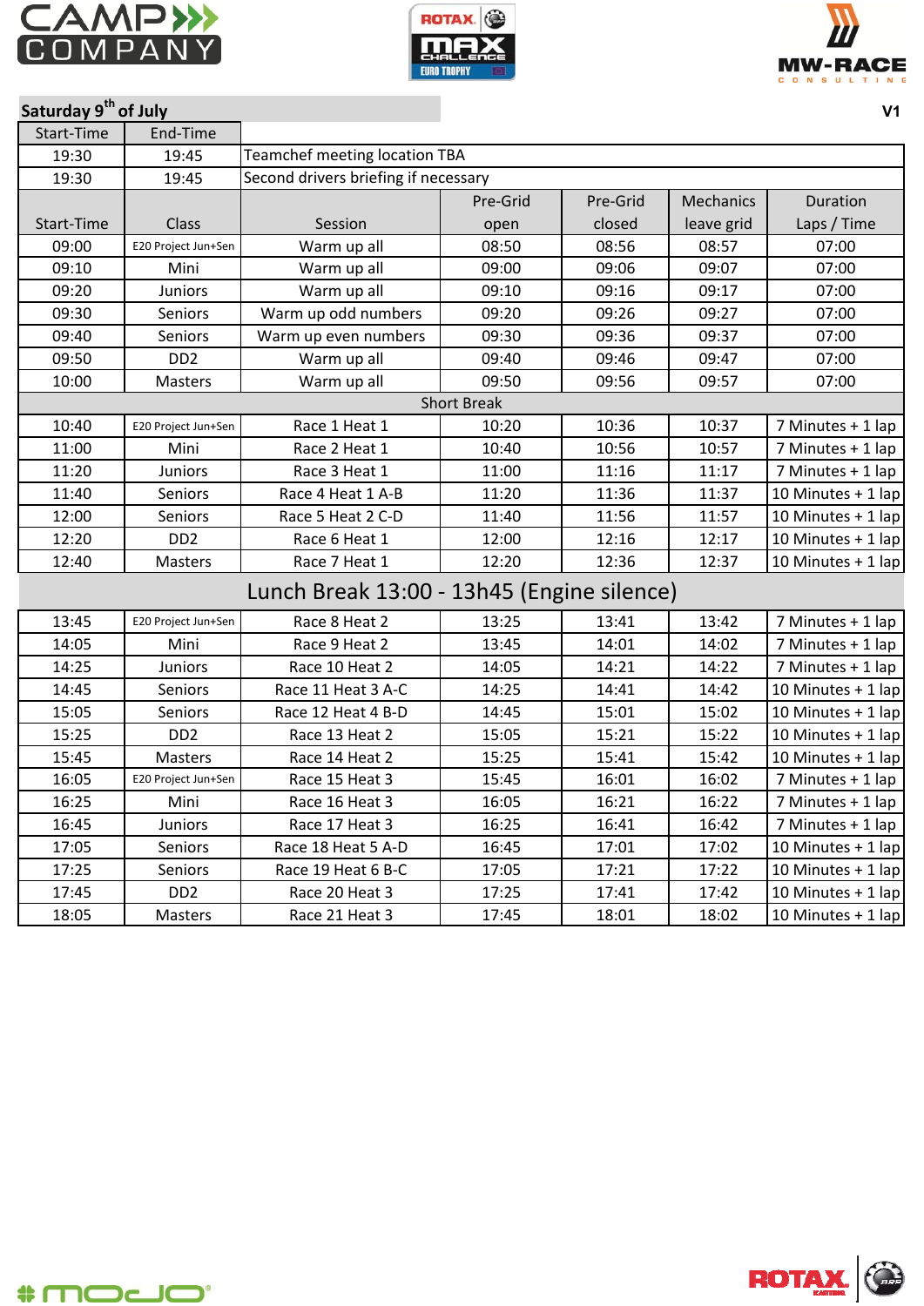## Saturday 9th of July

V1

| Start-Time | End-Time | | | | | |
|---|---|---|---|---|---|---|
| 19:30 | 19:45 | Teamchef meeting location TBA | | | | |
| 19:30 | 19:45 | Second drivers briefing if necessary | | | | |
| **Start-Time** | **Class** | **Session** | **Pre-Grid open** | **Pre-Grid closed** | **Mechanics leave grid** | **Duration Laps / Time** |
| 09:00 | E20 Project Jun+Sen | Warm up all | 08:50 | 08:56 | 08:57 | 07:00 |
| 09:10 | Mini | Warm up all | 09:00 | 09:06 | 09:07 | 07:00 |
| 09:20 | Juniors | Warm up all | 09:10 | 09:16 | 09:17 | 07:00 |
| 09:30 | Seniors | Warm up odd numbers | 09:20 | 09:26 | 09:27 | 07:00 |
| 09:40 | Seniors | Warm up even numbers | 09:30 | 09:36 | 09:37 | 07:00 |
| 09:50 | DD2 | Warm up all | 09:40 | 09:46 | 09:47 | 07:00 |
| 10:00 | Masters | Warm up all | 09:50 | 09:56 | 09:57 | 07:00 |
| Short Break | | | | | | |
| 10:40 | E20 Project Jun+Sen | Race 1 Heat 1 | 10:20 | 10:36 | 10:37 | 7 Minutes + 1 lap |
| 11:00 | Mini | Race 2 Heat 1 | 10:40 | 10:56 | 10:57 | 7 Minutes + 1 lap |
| 11:20 | Juniors | Race 3 Heat 1 | 11:00 | 11:16 | 11:17 | 7 Minutes + 1 lap |
| 11:40 | Seniors | Race 4 Heat 1 A-B | 11:20 | 11:36 | 11:37 | 10 Minutes + 1 lap |
| 12:00 | Seniors | Race 5 Heat 2 C-D | 11:40 | 11:56 | 11:57 | 10 Minutes + 1 lap |
| 12:20 | DD2 | Race 6 Heat 1 | 12:00 | 12:16 | 12:17 | 10 Minutes + 1 lap |
| 12:40 | Masters | Race 7 Heat 1 | 12:20 | 12:36 | 12:37 | 10 Minutes + 1 lap |
| Lunch Break 13:00 - 13h45 (Engine silence) | | | | | | |
| 13:45 | E20 Project Jun+Sen | Race 8 Heat 2 | 13:25 | 13:41 | 13:42 | 7 Minutes + 1 lap |
| 14:05 | Mini | Race 9 Heat 2 | 13:45 | 14:01 | 14:02 | 7 Minutes + 1 lap |
| 14:25 | Juniors | Race 10 Heat 2 | 14:05 | 14:21 | 14:22 | 7 Minutes + 1 lap |
| 14:45 | Seniors | Race 11 Heat 3 A-C | 14:25 | 14:41 | 14:42 | 10 Minutes + 1 lap |
| 15:05 | Seniors | Race 12 Heat 4 B-D | 14:45 | 15:01 | 15:02 | 10 Minutes + 1 lap |
| 15:25 | DD2 | Race 13 Heat 2 | 15:05 | 15:21 | 15:22 | 10 Minutes + 1 lap |
| 15:45 | Masters | Race 14 Heat 2 | 15:25 | 15:41 | 15:42 | 10 Minutes + 1 lap |
| 16:05 | E20 Project Jun+Sen | Race 15 Heat 3 | 15:45 | 16:01 | 16:02 | 7 Minutes + 1 lap |
| 16:25 | Mini | Race 16 Heat 3 | 16:05 | 16:21 | 16:22 | 7 Minutes + 1 lap |
| 16:45 | Juniors | Race 17 Heat 3 | 16:25 | 16:41 | 16:42 | 7 Minutes + 1 lap |
| 17:05 | Seniors | Race 18 Heat 5 A-D | 16:45 | 17:01 | 17:02 | 10 Minutes + 1 lap |
| 17:25 | Seniors | Race 19 Heat 6 B-C | 17:05 | 17:21 | 17:22 | 10 Minutes + 1 lap |
| 17:45 | DD2 | Race 20 Heat 3 | 17:25 | 17:41 | 17:42 | 10 Minutes + 1 lap |
| 18:05 | Masters | Race 21 Heat 3 | 17:45 | 18:01 | 18:02 | 10 Minutes + 1 lap |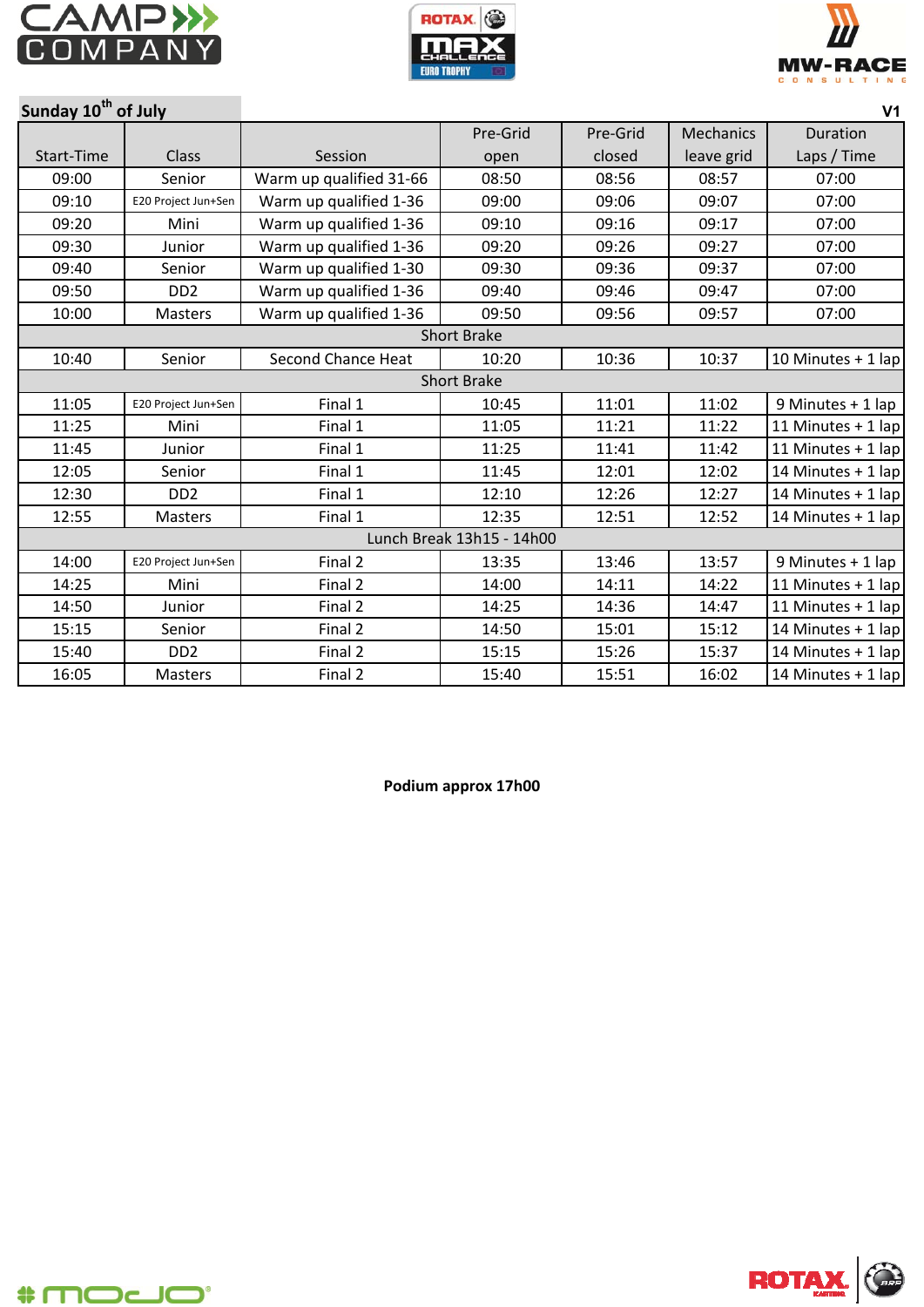**Sunday 10th of July** **V1**

| Start-Time | Class | Session | Pre-Grid open | Pre-Grid closed | Mechanics leave grid | Duration Laps / Time |
|---|---|---|---|---|---|---|
| 09:00 | Senior | Warm up qualified 31-66 | 08:50 | 08:56 | 08:57 | 07:00 |
| 09:10 | E20 Project Jun+Sen | Warm up qualified 1-36 | 09:00 | 09:06 | 09:07 | 07:00 |
| 09:20 | Mini | Warm up qualified 1-36 | 09:10 | 09:16 | 09:17 | 07:00 |
| 09:30 | Junior | Warm up qualified 1-36 | 09:20 | 09:26 | 09:27 | 07:00 |
| 09:40 | Senior | Warm up qualified 1-30 | 09:30 | 09:36 | 09:37 | 07:00 |
| 09:50 | DD2 | Warm up qualified 1-36 | 09:40 | 09:46 | 09:47 | 07:00 |
| 10:00 | Masters | Warm up qualified 1-36 | 09:50 | 09:56 | 09:57 | 07:00 |
| Short Brake | | | | | | |
| 10:40 | Senior | Second Chance Heat | 10:20 | 10:36 | 10:37 | 10 Minutes + 1 lap |
| Short Brake | | | | | | |
| 11:05 | E20 Project Jun+Sen | Final 1 | 10:45 | 11:01 | 11:02 | 9 Minutes + 1 lap |
| 11:25 | Mini | Final 1 | 11:05 | 11:21 | 11:22 | 11 Minutes + 1 lap |
| 11:45 | Junior | Final 1 | 11:25 | 11:41 | 11:42 | 11 Minutes + 1 lap |
| 12:05 | Senior | Final 1 | 11:45 | 12:01 | 12:02 | 14 Minutes + 1 lap |
| 12:30 | DD2 | Final 1 | 12:10 | 12:26 | 12:27 | 14 Minutes + 1 lap |
| 12:55 | Masters | Final 1 | 12:35 | 12:51 | 12:52 | 14 Minutes + 1 lap |
| Lunch Break 13h15 - 14h00 | | | | | | |
| 14:00 | E20 Project Jun+Sen | Final 2 | 13:35 | 13:46 | 13:57 | 9 Minutes + 1 lap |
| 14:25 | Mini | Final 2 | 14:00 | 14:11 | 14:22 | 11 Minutes + 1 lap |
| 14:50 | Junior | Final 2 | 14:25 | 14:36 | 14:47 | 11 Minutes + 1 lap |
| 15:15 | Senior | Final 2 | 14:50 | 15:01 | 15:12 | 14 Minutes + 1 lap |
| 15:40 | DD2 | Final 2 | 15:15 | 15:26 | 15:37 | 14 Minutes + 1 lap |
| 16:05 | Masters | Final 2 | 15:40 | 15:51 | 16:02 | 14 Minutes + 1 lap |

**Podium approx 17h00**